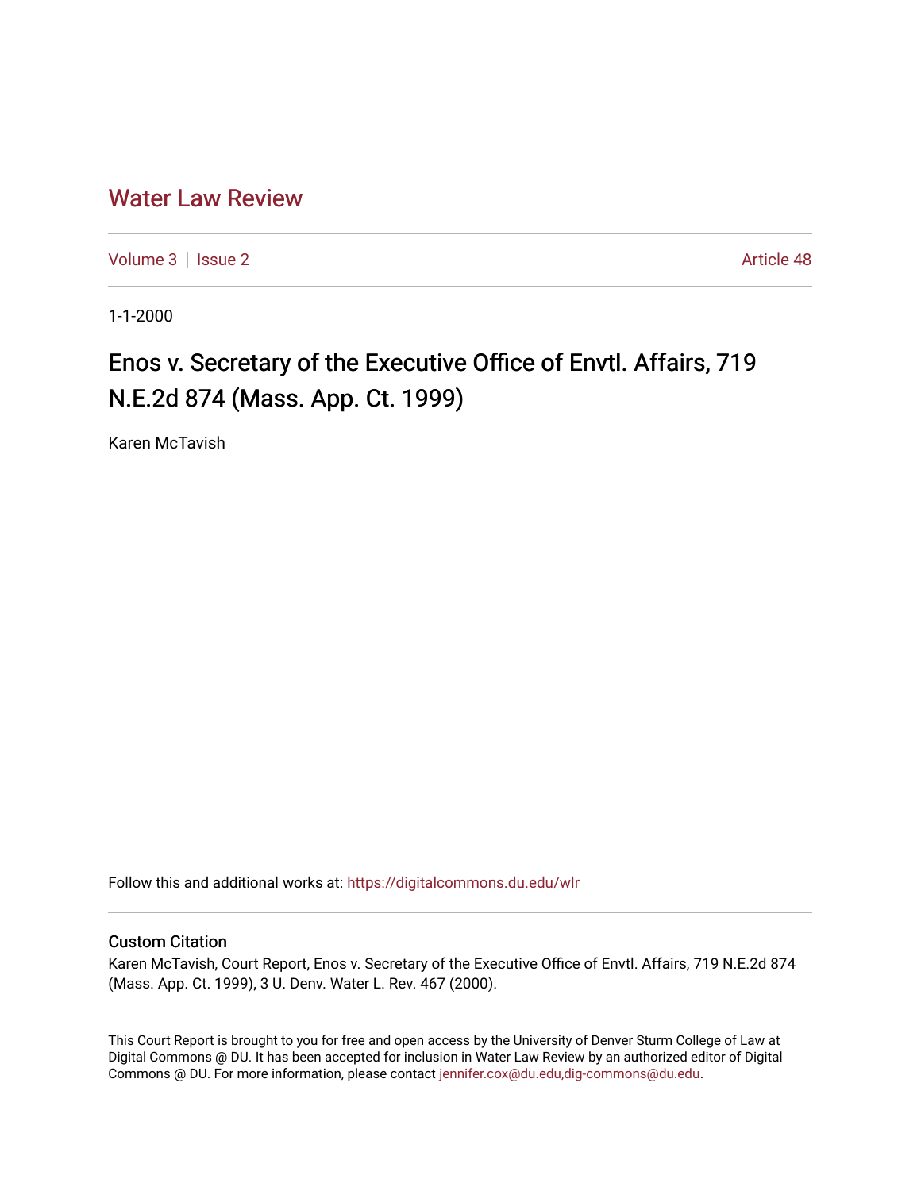# Water Law Review

Volume 3 | Issue 2 Article 48

1-1-2000

## Enos v. Secretary of the Executive Office of Envtl. Affairs, 719 N.E.2d 874 (Mass. App. Ct. 1999)

Karen McTavish

Follow this and additional works at: https://digitalcommons.du.edu/wlr

### Custom Citation

Karen McTavish, Court Report, Enos v. Secretary of the Executive Office of Envtl. Affairs, 719 N.E.2d 874 (Mass. App. Ct. 1999), 3 U. Denv. Water L. Rev. 467 (2000).

This Court Report is brought to you for free and open access by the University of Denver Sturm College of Law at Digital Commons @ DU. It has been accepted for inclusion in Water Law Review by an authorized editor of Digital Commons @ DU. For more information, please contact jennifer.cox@du.edu,dig-commons@du.edu.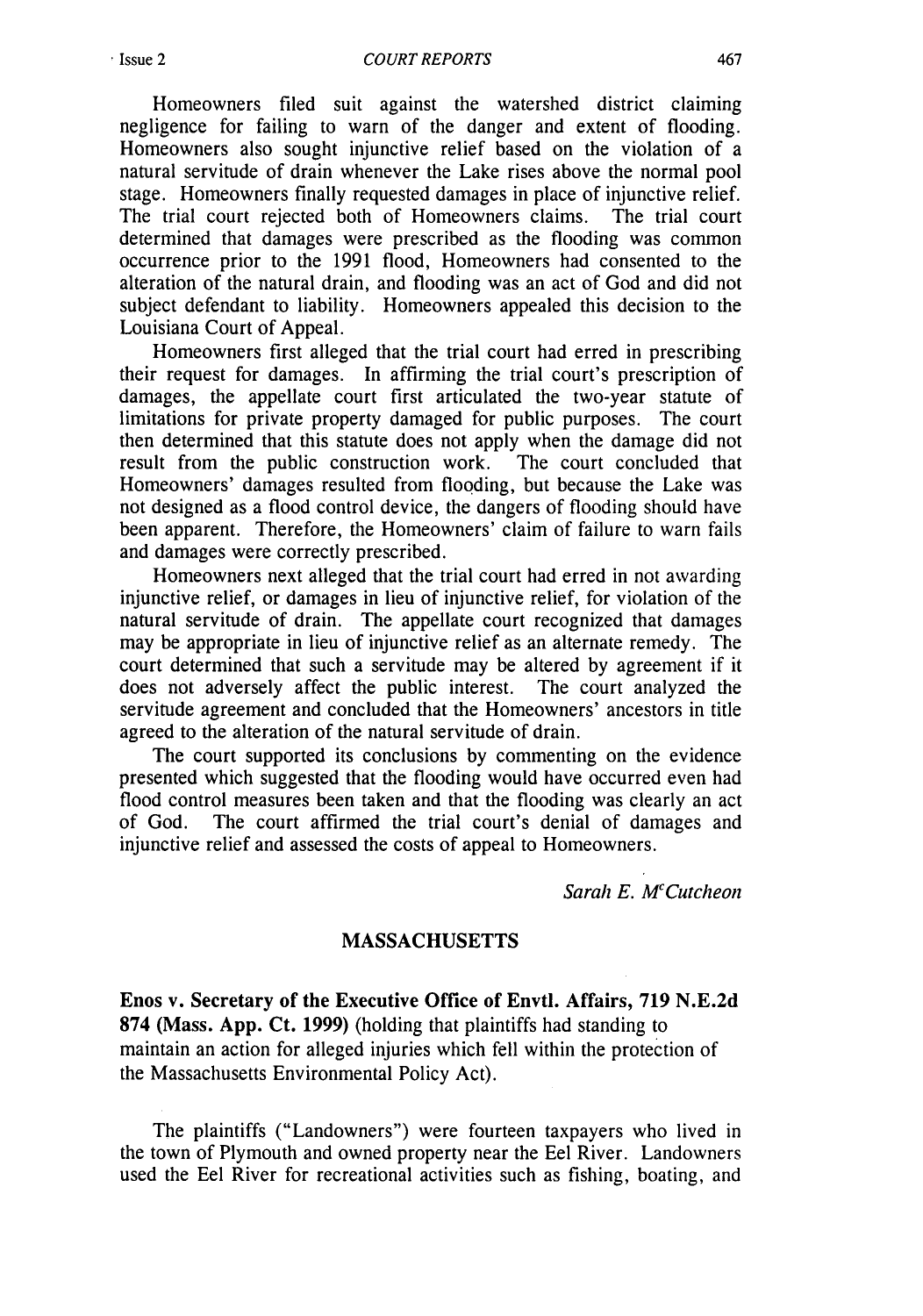Homeowners filed suit against the watershed district claiming negligence for failing to warn of the danger and extent of flooding. Homeowners also sought injunctive relief based on the violation of a natural servitude of drain whenever the Lake rises above the normal pool stage. Homeowners finally requested damages in place of injunctive relief. The trial court rejected both of Homeowners claims. The trial court determined that damages were prescribed as the flooding was common occurrence prior to the 1991 flood, Homeowners had consented to the alteration of the natural drain, and flooding was an act of God and did not subject defendant to liability. Homeowners appealed this decision to the Louisiana Court of Appeal.

Homeowners first alleged that the trial court had erred in prescribing their request for damages. In affirming the trial court's prescription of damages, the appellate court first articulated the two-year statute of limitations for private property damaged for public purposes. The court then determined that this statute does not apply when the damage did not result from the public construction work. The court concluded that Homeowners' damages resulted from flooding, but because the Lake was not designed as a flood control device, the dangers of flooding should have been apparent. Therefore, the Homeowners' claim of failure to warn fails and damages were correctly prescribed.

Homeowners next alleged that the trial court had erred in not awarding injunctive relief, or damages in lieu of injunctive relief, for violation of the natural servitude of drain. The appellate court recognized that damages may be appropriate in lieu of injunctive relief as an alternate remedy. The court determined that such a servitude may be altered by agreement if it does not adversely affect the public interest. The court analyzed the servitude agreement and concluded that the Homeowners' ancestors in title agreed to the alteration of the natural servitude of drain.

The court supported its conclusions by commenting on the evidence presented which suggested that the flooding would have occurred even had flood control measures been taken and that the flooding was clearly an act of God. The court affirmed the trial court's denial of damages and injunctive relief and assessed the costs of appeal to Homeowners.

*Sarah E. McCutcheon*

## MASSACHUSETTS

**Enos v. Secretary of the Executive Office of Envtl. Affairs, 719 N.E.2d 874 (Mass. App. Ct. 1999)** (holding that plaintiffs had standing to maintain an action for alleged injuries which fell within the protection of the Massachusetts Environmental Policy Act).

The plaintiffs ("Landowners") were fourteen taxpayers who lived in the town of Plymouth and owned property near the Eel River. Landowners used the Eel River for recreational activities such as fishing, boating, and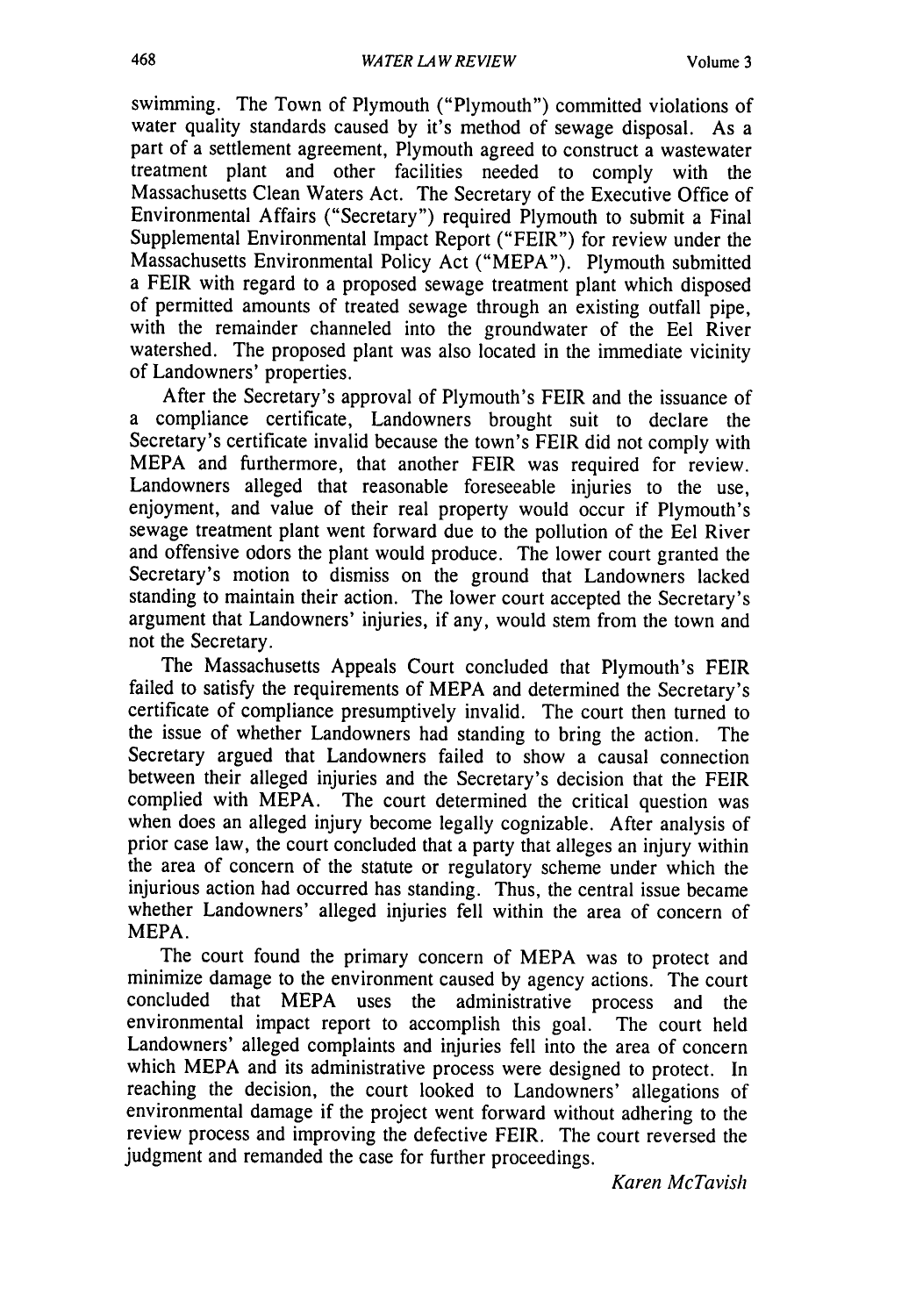swimming. The Town of Plymouth ("Plymouth") committed violations of water quality standards caused by it's method of sewage disposal. As a part of a settlement agreement, Plymouth agreed to construct a wastewater treatment plant and other facilities needed to comply with the Massachusetts Clean Waters Act. The Secretary of the Executive Office of Environmental Affairs ("Secretary") required Plymouth to submit a Final Supplemental Environmental Impact Report ("FEIR") for review under the Massachusetts Environmental Policy Act ("MEPA"). Plymouth submitted a FEIR with regard to a proposed sewage treatment plant which disposed of permitted amounts of treated sewage through an existing outfall pipe, with the remainder channeled into the groundwater of the Eel River watershed. The proposed plant was also located in the immediate vicinity of Landowners' properties.

After the Secretary's approval of Plymouth's FEIR and the issuance of a compliance certificate, Landowners brought suit to declare the Secretary's certificate invalid because the town's FEIR did not comply with MEPA and furthermore, that another FEIR was required for review. Landowners alleged that reasonable foreseeable injuries to the use, enjoyment, and value of their real property would occur if Plymouth's sewage treatment plant went forward due to the pollution of the Eel River and offensive odors the plant would produce. The lower court granted the Secretary's motion to dismiss on the ground that Landowners lacked standing to maintain their action. The lower court accepted the Secretary's argument that Landowners' injuries, if any, would stem from the town and not the Secretary.

The Massachusetts Appeals Court concluded that Plymouth's FEIR failed to satisfy the requirements of MEPA and determined the Secretary's certificate of compliance presumptively invalid. The court then turned to the issue of whether Landowners had standing to bring the action. The Secretary argued that Landowners failed to show a causal connection between their alleged injuries and the Secretary's decision that the FEIR complied with MEPA. The court determined the critical question was when does an alleged injury become legally cognizable. After analysis of prior case law, the court concluded that a party that alleges an injury within the area of concern of the statute or regulatory scheme under which the injurious action had occurred has standing. Thus, the central issue became whether Landowners' alleged injuries fell within the area of concern of MEPA.

The court found the primary concern of MEPA was to protect and minimize damage to the environment caused by agency actions. The court concluded that MEPA uses the administrative process and the environmental impact report to accomplish this goal. The court held Landowners' alleged complaints and injuries fell into the area of concern which MEPA and its administrative process were designed to protect. In reaching the decision, the court looked to Landowners' allegations of environmental damage if the project went forward without adhering to the review process and improving the defective FEIR. The court reversed the judgment and remanded the case for further proceedings.

*Karen McTavish*